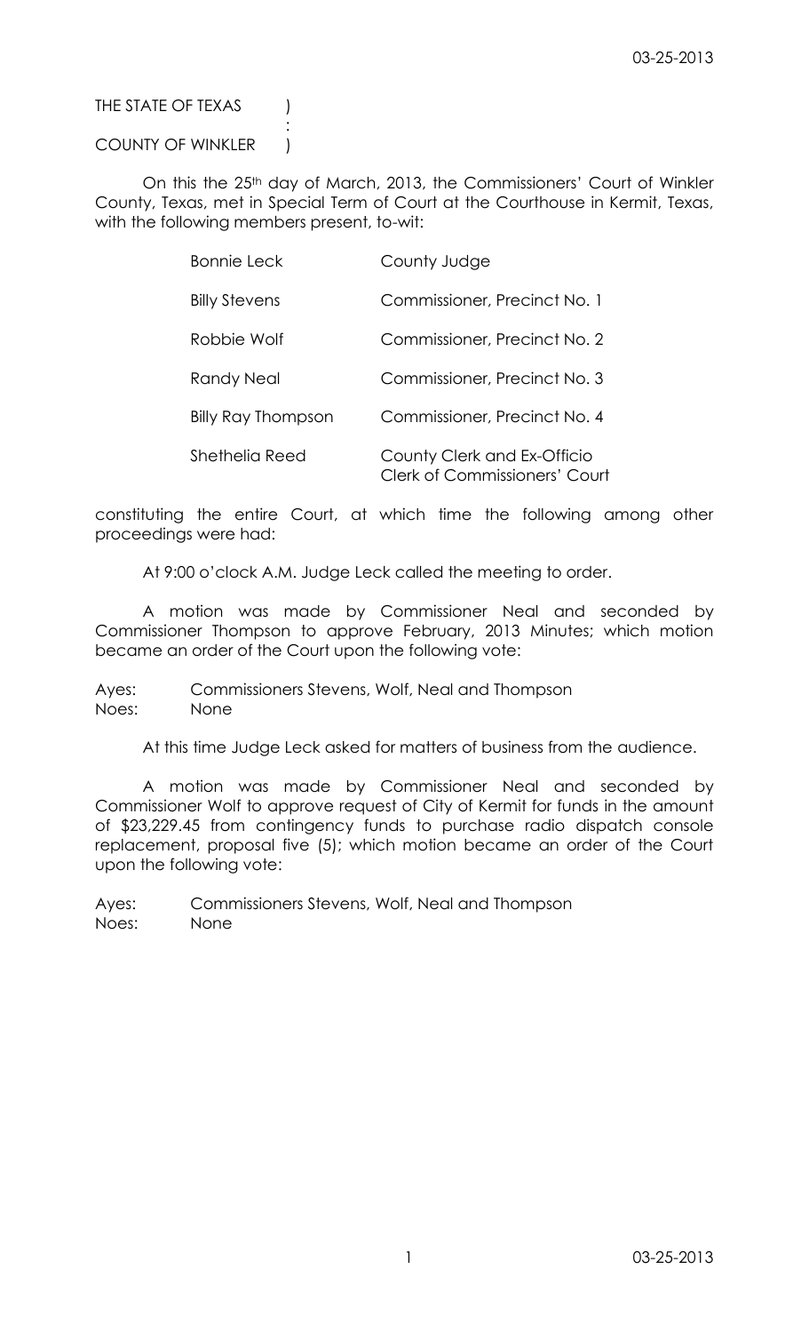THE STATE OF TEXAS )
:
COUNTY OF WINKLER )

On this the 25th day of March, 2013, the Commissioners' Court of Winkler County, Texas, met in Special Term of Court at the Courthouse in Kermit, Texas, with the following members present, to-wit:

| | |
|---|---|
| Bonnie Leck | County Judge |
| Billy Stevens | Commissioner, Precinct No. 1 |
| Robbie Wolf | Commissioner, Precinct No. 2 |
| Randy Neal | Commissioner, Precinct No. 3 |
| Billy Ray Thompson | Commissioner, Precinct No. 4 |
| Shethelia Reed | County Clerk and Ex-Officio Clerk of Commissioners' Court |

constituting the entire Court, at which time the following among other proceedings were had:

At 9:00 o'clock A.M. Judge Leck called the meeting to order.

A motion was made by Commissioner Neal and seconded by Commissioner Thompson to approve February, 2013 Minutes; which motion became an order of the Court upon the following vote:

Ayes: Commissioners Stevens, Wolf, Neal and Thompson
Noes: None

At this time Judge Leck asked for matters of business from the audience.

A motion was made by Commissioner Neal and seconded by Commissioner Wolf to approve request of City of Kermit for funds in the amount of $23,229.45 from contingency funds to purchase radio dispatch console replacement, proposal five (5); which motion became an order of the Court upon the following vote:

Ayes: Commissioners Stevens, Wolf, Neal and Thompson
Noes: None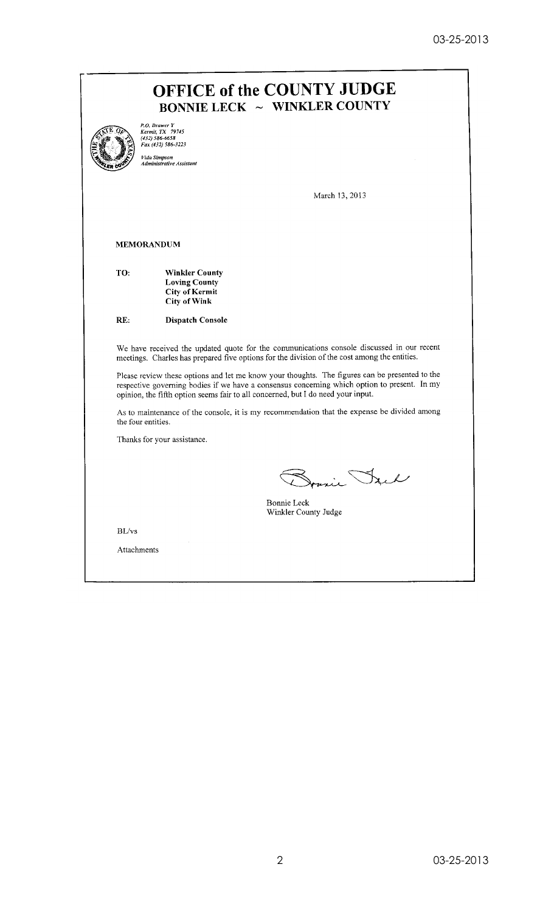# OFFICE of the COUNTY JUDGE

## BONNIE LECK ~ WINKLER COUNTY

*P.O. Drawer Y*
*Kermit, TX 79745*
*(432) 586-6658*
*Fax (432) 586-3223*

*Vida Simpson*
*Administrative Assistant*

March 13, 2013

**MEMORANDUM**

**TO:** **Winkler County**
**Loving County**
**City of Kermit**
**City of Wink**

**RE:** **Dispatch Console**

We have received the updated quote for the communications console discussed in our recent meetings. Charles has prepared five options for the division of the cost among the entities.

Please review these options and let me know your thoughts. The figures can be presented to the respective governing bodies if we have a consensus concerning which option to present. In my opinion, the fifth option seems fair to all concerned, but I do need your input.

As to maintenance of the console, it is my recommendation that the expense be divided among the four entities.

Thanks for your assistance.

Bonnie Leck
Winkler County Judge

BL/vs

Attachments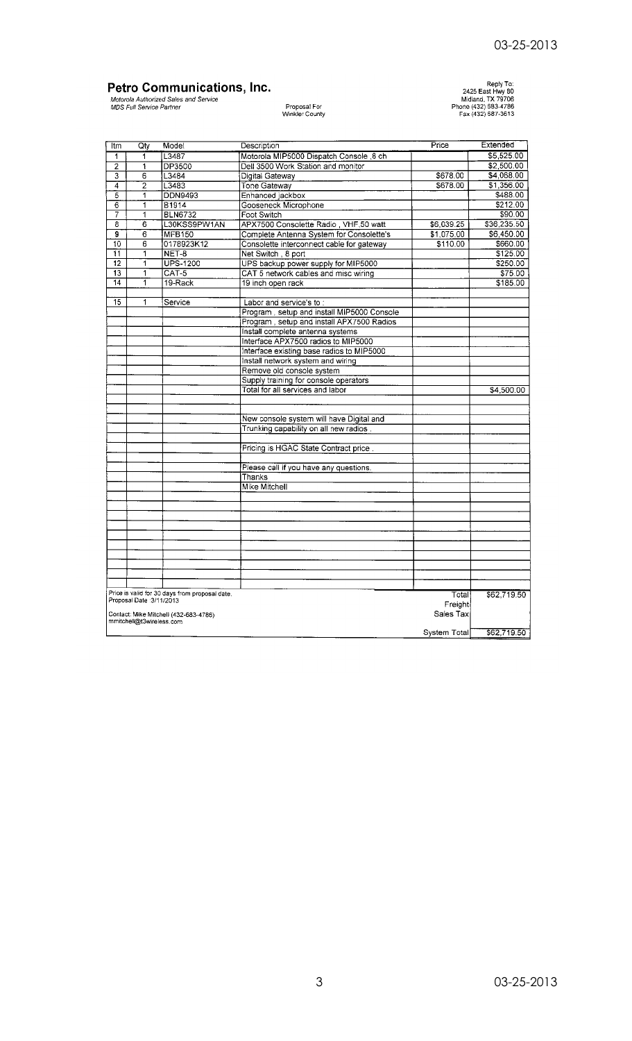## Petro Communications, Inc.

*Motorola Authorized Sales and Service*
*MDS Full Service Partner*

Proposal For
Winkler County

Reply To:
2425 East Hwy 80
Midland, TX 79706
Phone (432) 683-4786
Fax (432) 687-3613

| Itm | Qty | Model | Description | Price | Extended |
|---|---|---|---|---|---|
| 1 | 1 | L3487 | Motorola MIP5000 Dispatch Console ,8 ch | | $5,525.00 |
| 2 | 1 | DP3500 | Dell 3500 Work Station and monitor | | $2,500.00 |
| 3 | 6 | L3484 | Digital Gateway | $678.00 | $4,068.00 |
| 4 | 2 | L3483 | Tone Gateway | $678.00 | $1,356.00 |
| 5 | 1 | DDN9493 | Enhanced jackbox | | $488.00 |
| 6 | 1 | B1914 | Gooseneck Microphone | | $212.00 |
| 7 | 1 | BLN6732 | Foot Switch | | $90.00 |
| 8 | 6 | L30KSS9PW1AN | APX7500 Consolette Radio , VHF,50 watt | $6,039.25 | $36,235.50 |
| 9 | 6 | MFB150 | Complete Antenna System for Consolette's | $1,075.00 | $6,450.00 |
| 10 | 6 | 0178923K12 | Consolette interconnect cable for gateway | $110.00 | $660.00 |
| 11 | 1 | NET-8 | Net Switch , 8 port | | $125.00 |
| 12 | 1 | UPS-1200 | UPS backup power supply for MIP5000 | | $250.00 |
| 13 | 1 | CAT-5 | CAT 5 network cables and misc wiring | | $75.00 |
| 14 | 1 | 19-Rack | 19 inch open rack | | $185.00 |
| | | | | | |
| 15 | 1 | Service | Labor and service's to : | | |
| | | | Program , setup and install MIP5000 Console | | |
| | | | Program , setup and install APX7500 Radios | | |
| | | | Install complete antenna systems | | |
| | | | Interface APX7500 radios to MIP5000 | | |
| | | | Interface existing base radios to MIP5000 | | |
| | | | Install network system and wiring | | |
| | | | Remove old console system | | |
| | | | Supply training for console operators | | |
| | | | Total for all services and labor | | $4,500.00 |
| | | | | | |
| | | | New console system will have Digital and | | |
| | | | Trunking capability on all new radios . | | |
| | | | | | |
| | | | Pricing is HGAC State Contract price . | | |
| | | | | | |
| | | | Please call if you have any questions. | | |
| | | | Thanks | | |
| | | | Mike Mitchell | | |

Price is valid for 30 days from proposal date.
Proposal Date 3/11/2013

Contact: Mike Mitchell (432-683-4786)
mmitchell@t3wireless.com

| | |
|---|---|
| Total | $62,719.50 |
| Freight | |
| Sales Tax | |
| System Total | $62,719.50 |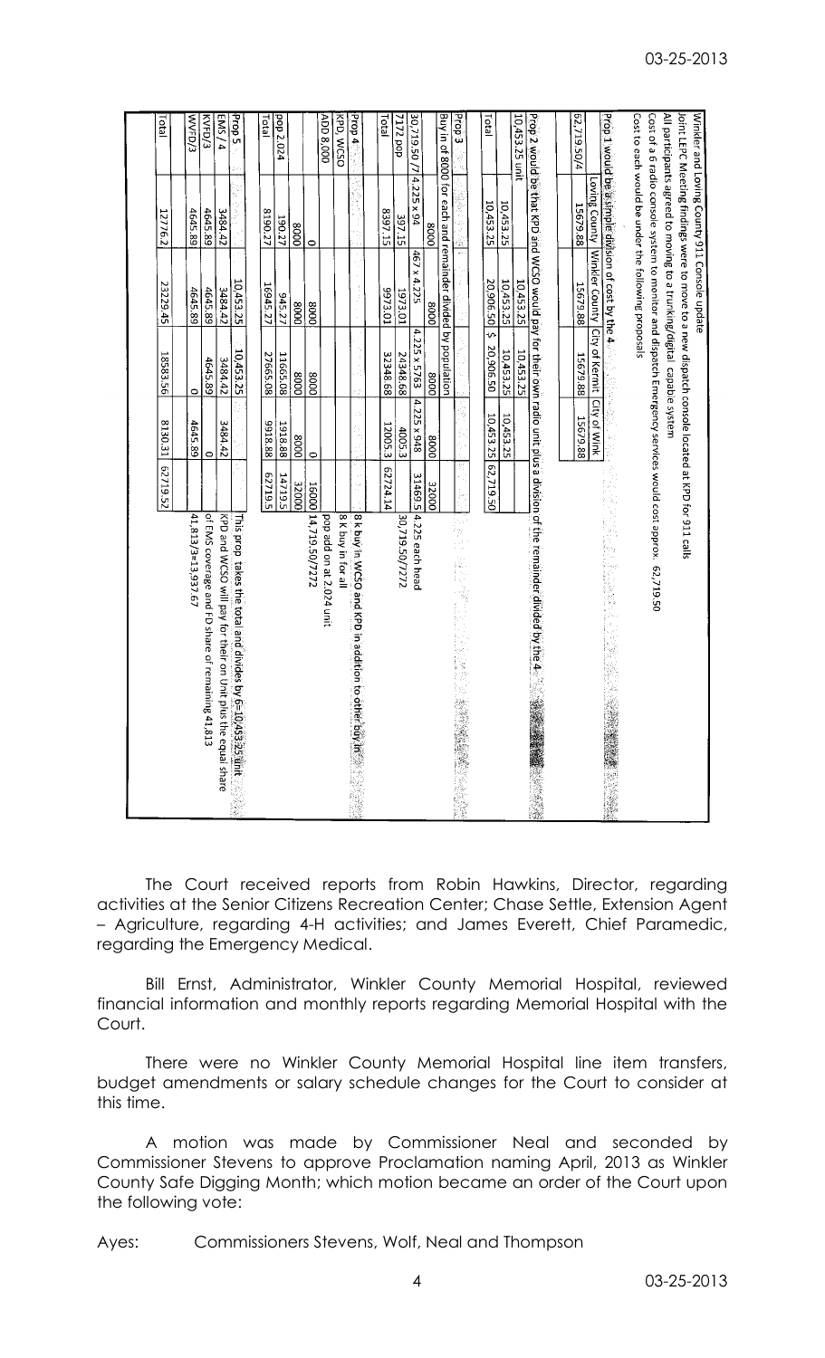Winkler and Loving County 911 Console update

Joint LEPC Meeting findings were to move to a new dispatch console located at KPD for 911 calls

All participants agreed to moving to a trunking/digital capable system

Cost of a 6 radio console system to monitor and dispatch Emergency services would cost approx. 62,719.50

Cost to each would be under the following proposals

Prop 1 would be a simple division of cost by the 4

| | Loving County | Winkler County | City of Kermit | City of Wink | | |
|---|---|---|---|---|---|---|
| 62,719.50/4 | 15679.88 | 15679.88 | 15679.88 | 15679.88 | | |

Prop 2 would be that KPD and WCSO would pay for their own radio unit plus a division of the remainder divided by the 4

| | Loving County | Winkler County | City of Kermit | City of Wink | | |
|---|---|---|---|---|---|---|
| 10,453.25 unit | | 10,453.25 | 10,453.25 | | | |
| | 10,453.25 | 10,453.25 | 10,453.25 | 10,453.25 | | |
| Total | 10,453.25 | 20,906.50 | $ 20,906.50 | 10,453.25 | 62,719.50 | |

Prop 3

Buy in of 8000 for each and remainder divided by population

| | Loving County | Winkler County | City of Kermit | City of Wink | | |
|---|---|---|---|---|---|---|
| | 8000 | 8000 | 8000 | 8000 | 32000 | |
| 30,719.50/7 | 4.225 x 94 | 467 x 4.225 | 4.225 x 5763 | 4.225 x 948 | 31469.5 | 4.225 each head |
| 7172 pop | 397.15 | 1973.01 | 24348.68 | 4005.3 | | 30,719.50/7272 |
| Total | 8397.15 | 9973.01 | 32348.68 | 12005.3 | 62724.14 | |

Prop 4

| | Loving County | Winkler County | City of Kermit | City of Wink | | |
|---|---|---|---|---|---|---|
| Prop 4 | | | | | | 8 k buy in WCSO and KPD in addition to other buy in |
| KPD, WCSO | | | | | | 8 k buy in for all |
| ADD 8,000 | 0 | 8000 | 8000 | 0 | 16000 | pop add on at 2.024 unit |
| | 8000 | 8000 | 8000 | 8000 | 32000 | 14,719.50/7272 |
| pop 2.024 | 190.27 | 945.27 | 11665.08 | 1918.88 | 14719.5 | |
| Total | 8190.27 | 16945.27 | 27665.08 | 9918.88 | 62719.5 | |

Prop 5

| | Loving County | Winkler County | City of Kermit | City of Wink | | |
|---|---|---|---|---|---|---|
| Prop 5 | | 10,453.25 | 10,453.25 | | | This prop takes the total and divides by 6=10,453.25 unit |
| EMS / 4 | 3484.42 | 3484.42 | 3484.42 | 3484.42 | | KPD and WCSO will pay for their on Unit plus the equal share |
| KVFD/3 | 4645.89 | 4645.89 | 4645.89 | 0 | | of EMS coverage and FD share of remaining 41,813 |
| WVFD/3 | 4645.89 | 4645.89 | 0 | 4645.89 | | 41,813/3=13,937.67 |
| Total | 12776.2 | 23229.45 | 18583.56 | 8130.31 | 62719.52 | |

The Court received reports from Robin Hawkins, Director, regarding activities at the Senior Citizens Recreation Center; Chase Settle, Extension Agent – Agriculture, regarding 4-H activities; and James Everett, Chief Paramedic, regarding the Emergency Medical.

Bill Ernst, Administrator, Winkler County Memorial Hospital, reviewed financial information and monthly reports regarding Memorial Hospital with the Court.

There were no Winkler County Memorial Hospital line item transfers, budget amendments or salary schedule changes for the Court to consider at this time.

A motion was made by Commissioner Neal and seconded by Commissioner Stevens to approve Proclamation naming April, 2013 as Winkler County Safe Digging Month; which motion became an order of the Court upon the following vote:

Ayes: Commissioners Stevens, Wolf, Neal and Thompson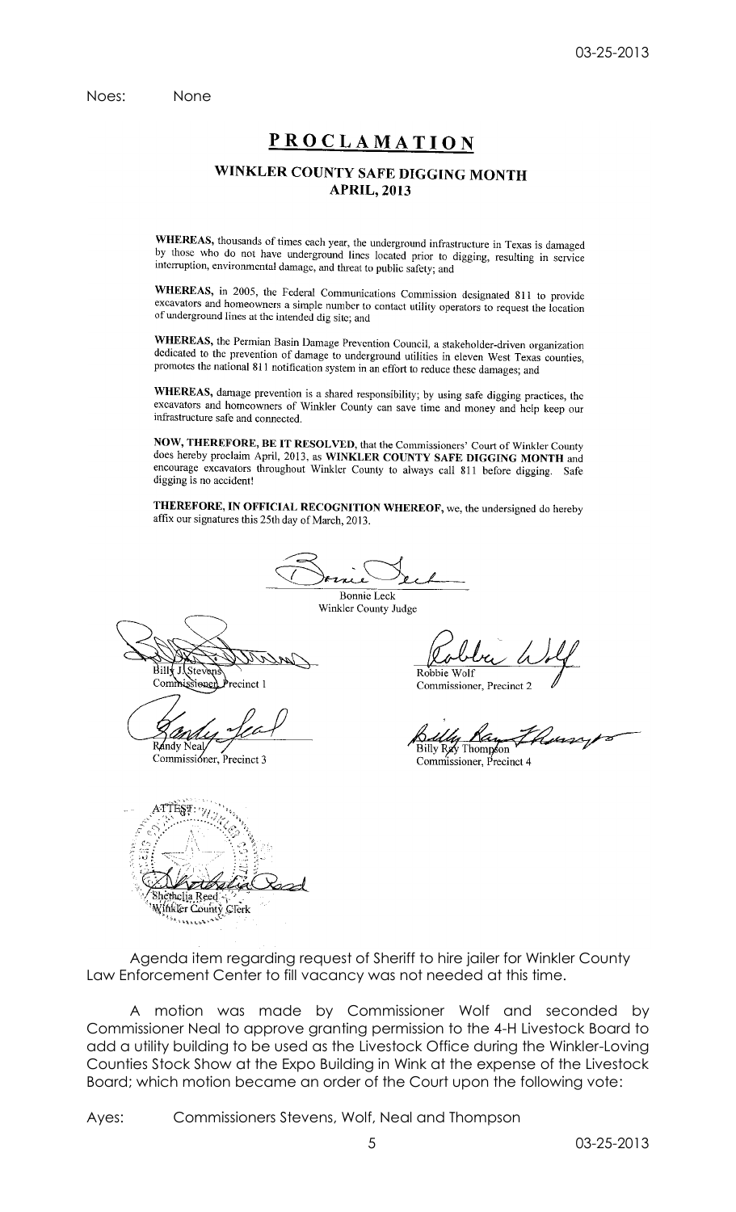Noes: None

# PROCLAMATION

## WINKLER COUNTY SAFE DIGGING MONTH APRIL, 2013

**WHEREAS,** thousands of times each year, the underground infrastructure in Texas is damaged by those who do not have underground lines located prior to digging, resulting in service interruption, environmental damage, and threat to public safety; and

**WHEREAS,** in 2005, the Federal Communications Commission designated 811 to provide excavators and homeowners a simple number to contact utility operators to request the location of underground lines at the intended dig site; and

**WHEREAS,** the Permian Basin Damage Prevention Council, a stakeholder-driven organization dedicated to the prevention of damage to underground utilities in eleven West Texas counties, promotes the national 811 notification system in an effort to reduce these damages; and

**WHEREAS,** damage prevention is a shared responsibility; by using safe digging practices, the excavators and homeowners of Winkler County can save time and money and help keep our infrastructure safe and connected.

**NOW, THEREFORE, BE IT RESOLVED,** that the Commissioners' Court of Winkler County does hereby proclaim April, 2013, as **WINKLER COUNTY SAFE DIGGING MONTH** and encourage excavators throughout Winkler County to always call 811 before digging. Safe digging is no accident!

**THEREFORE, IN OFFICIAL RECOGNITION WHEREOF,** we, the undersigned do hereby affix our signatures this 25th day of March, 2013.

Bonnie Leck
Winkler County Judge

Billy J. Stevens
Commissioner, Precinct 1

Robbie Wolf
Commissioner, Precinct 2

Randy Neal
Commissioner, Precinct 3

Billy Ray Thompson
Commissioner, Precinct 4

ATTEST:
Shethelia Reed
Winkler County Clerk

Agenda item regarding request of Sheriff to hire jailer for Winkler County Law Enforcement Center to fill vacancy was not needed at this time.

A motion was made by Commissioner Wolf and seconded by Commissioner Neal to approve granting permission to the 4-H Livestock Board to add a utility building to be used as the Livestock Office during the Winkler-Loving Counties Stock Show at the Expo Building in Wink at the expense of the Livestock Board; which motion became an order of the Court upon the following vote:

Ayes: Commissioners Stevens, Wolf, Neal and Thompson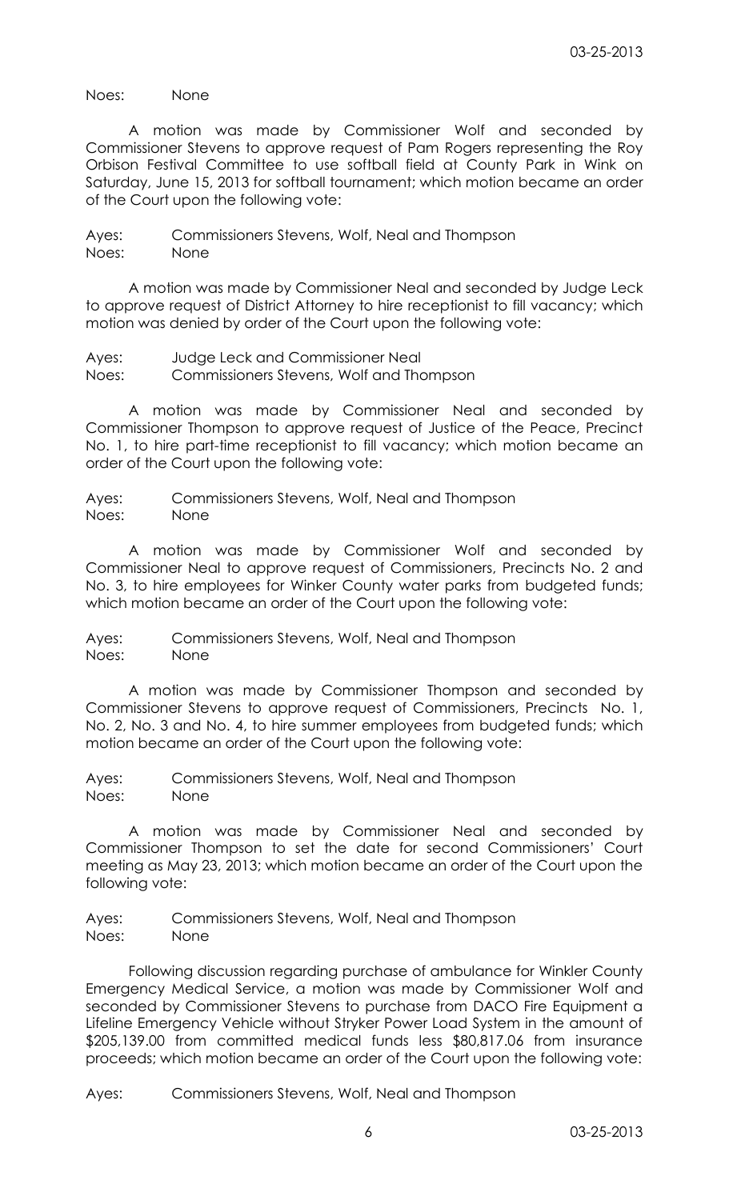Noes: None

A motion was made by Commissioner Wolf and seconded by Commissioner Stevens to approve request of Pam Rogers representing the Roy Orbison Festival Committee to use softball field at County Park in Wink on Saturday, June 15, 2013 for softball tournament; which motion became an order of the Court upon the following vote:

Ayes: Commissioners Stevens, Wolf, Neal and Thompson
Noes: None

A motion was made by Commissioner Neal and seconded by Judge Leck to approve request of District Attorney to hire receptionist to fill vacancy; which motion was denied by order of the Court upon the following vote:

Ayes: Judge Leck and Commissioner Neal
Noes: Commissioners Stevens, Wolf and Thompson

A motion was made by Commissioner Neal and seconded by Commissioner Thompson to approve request of Justice of the Peace, Precinct No. 1, to hire part-time receptionist to fill vacancy; which motion became an order of the Court upon the following vote:

Ayes: Commissioners Stevens, Wolf, Neal and Thompson
Noes: None

A motion was made by Commissioner Wolf and seconded by Commissioner Neal to approve request of Commissioners, Precincts No. 2 and No. 3, to hire employees for Winker County water parks from budgeted funds; which motion became an order of the Court upon the following vote:

Ayes: Commissioners Stevens, Wolf, Neal and Thompson
Noes: None

A motion was made by Commissioner Thompson and seconded by Commissioner Stevens to approve request of Commissioners, Precincts No. 1, No. 2, No. 3 and No. 4, to hire summer employees from budgeted funds; which motion became an order of the Court upon the following vote:

Ayes: Commissioners Stevens, Wolf, Neal and Thompson
Noes: None

A motion was made by Commissioner Neal and seconded by Commissioner Thompson to set the date for second Commissioners' Court meeting as May 23, 2013; which motion became an order of the Court upon the following vote:

Ayes: Commissioners Stevens, Wolf, Neal and Thompson
Noes: None

Following discussion regarding purchase of ambulance for Winkler County Emergency Medical Service, a motion was made by Commissioner Wolf and seconded by Commissioner Stevens to purchase from DACO Fire Equipment a Lifeline Emergency Vehicle without Stryker Power Load System in the amount of $205,139.00 from committed medical funds less $80,817.06 from insurance proceeds; which motion became an order of the Court upon the following vote:

Ayes: Commissioners Stevens, Wolf, Neal and Thompson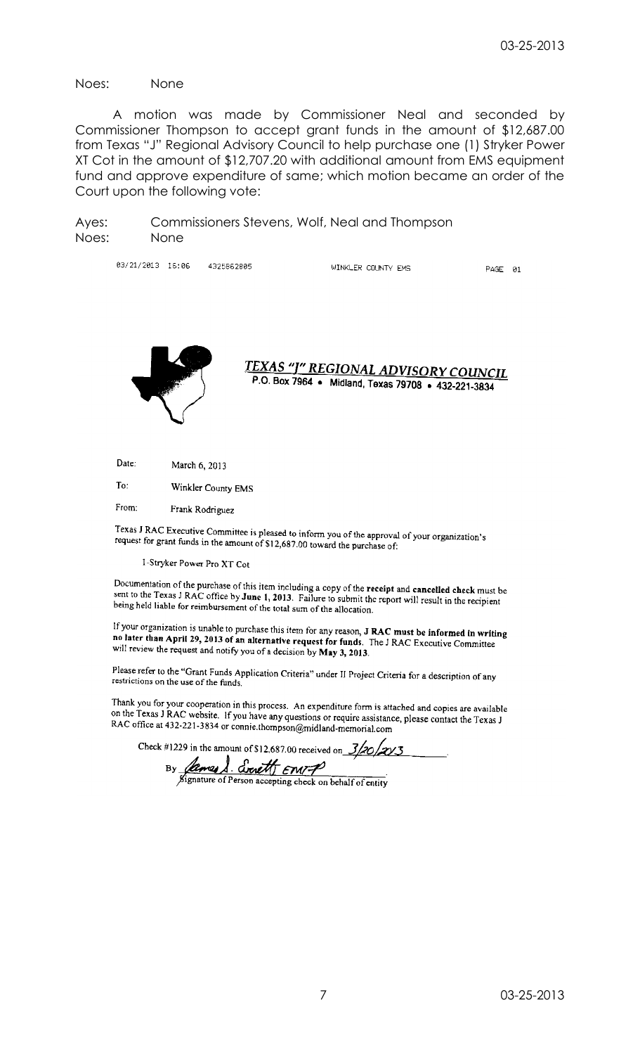Noes: None

A motion was made by Commissioner Neal and seconded by Commissioner Thompson to accept grant funds in the amount of $12,687.00 from Texas "J" Regional Advisory Council to help purchase one (1) Stryker Power XT Cot in the amount of $12,707.20 with additional amount from EMS equipment fund and approve expenditure of same; which motion became an order of the Court upon the following vote:

Ayes: Commissioners Stevens, Wolf, Neal and Thompson
Noes: None

03/21/2013 16:06 4325862805 WINKLER COUNTY EMS PAGE 01

## TEXAS "J" REGIONAL ADVISORY COUNCIL

P.O. Box 7964 • Midland, Texas 79708 • 432-221-3834

Date: March 6, 2013

To: Winkler County EMS

From: Frank Rodriguez

Texas J RAC Executive Committee is pleased to inform you of the approval of your organization's request for grant funds in the amount of $12,687.00 toward the purchase of:

1-Stryker Power Pro XT Cot

Documentation of the purchase of this item including a copy of the **receipt** and **cancelled check** must be sent to the Texas J RAC office by **June 1, 2013**. Failure to submit the report will result in the recipient being held liable for reimbursement of the total sum of the allocation.

If your organization is unable to purchase this item for any reason, **J RAC must be informed in writing no later than April 29, 2013 of an alternative request for funds**. The J RAC Executive Committee will review the request and notify you of a decision by **May 3, 2013**.

Please refer to the "Grant Funds Application Criteria" under II Project Criteria for a description of any restrictions on the use of the funds.

Thank you for your cooperation in this process. An expenditure form is attached and copies are available on the Texas J RAC website. If you have any questions or require assistance, please contact the Texas J RAC office at 432-221-3834 or connie.thompson@midland-memorial.com

Check #1229 in the amount of $12,687.00 received on 3/20/2013

By James A. Smith EMT-P
Signature of Person accepting check on behalf of entity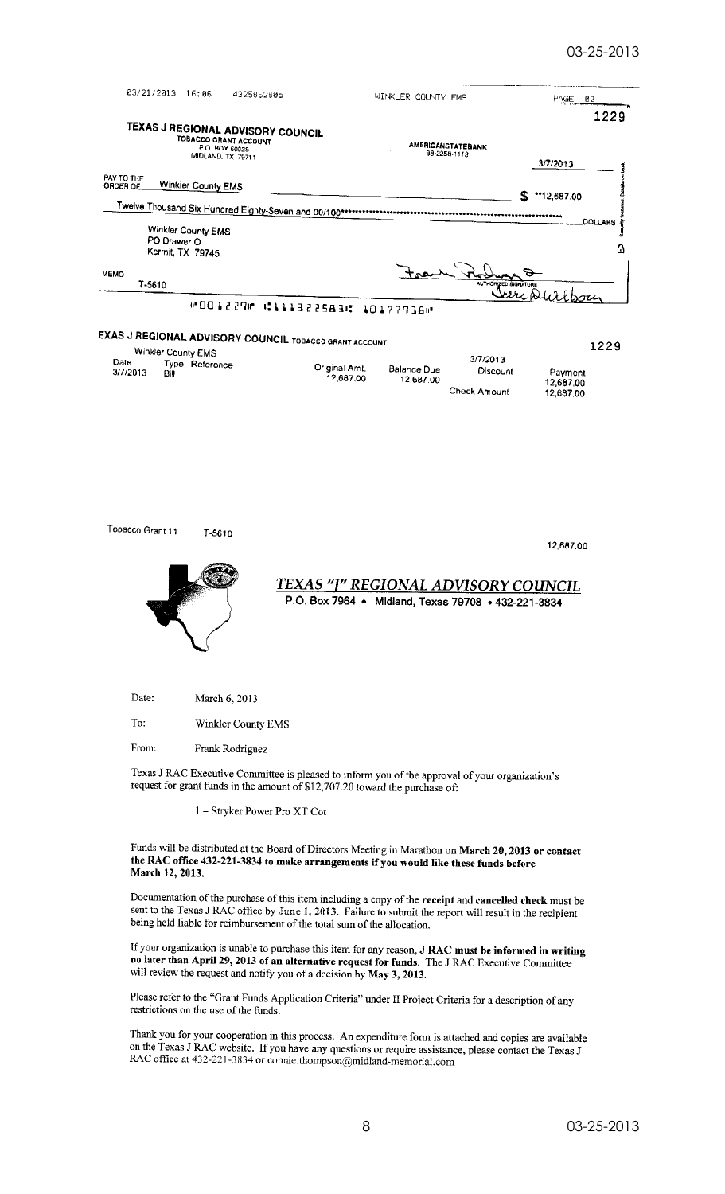03/21/2013 16:06 4325862805 WINKLER COUNTY EMS PAGE 02

1229

**TEXAS J REGIONAL ADVISORY COUNCIL**
TOBACCO GRANT ACCOUNT
P.O. BOX 60028
MIDLAND, TX 79711

AMERICANSTATEBANK
88-2258-1113

3/7/2013

PAY TO THE ORDER OF Winkler County EMS $ **12,687.00

Twelve Thousand Six Hundred Eighty-Seven and 00/100*************************************** DOLLARS

Winkler County EMS
PO Drawer O
Kermit, TX 79745

MEMO
T-5610

AUTHORIZED SIGNATURE

⑈001229⑈ ⑆111322583⑆ 101779381⑈

**EXAS J REGIONAL ADVISORY COUNCIL** TOBACCO GRANT ACCOUNT 1229

Winkler County EMS 3/7/2013

| Date | Type | Reference | Original Amt. | Balance Due | Discount | Payment |
|---|---|---|---|---|---|---|
| 3/7/2013 | Bill | | 12,687.00 | 12,687.00 | | 12,687.00 |
| | | | | | Check Amount | 12,687.00 |

Tobacco Grant 11 T-5610 12,687.00

## *TEXAS "J" REGIONAL ADVISORY COUNCIL*

**P.O. Box 7964 • Midland, Texas 79708 • 432-221-3834**

Date: March 6, 2013

To: Winkler County EMS

From: Frank Rodriguez

Texas J RAC Executive Committee is pleased to inform you of the approval of your organization's request for grant funds in the amount of $12,707.20 toward the purchase of:

1 – Stryker Power Pro XT Cot

Funds will be distributed at the Board of Directors Meeting in Marathon on **March 20, 2013 or contact the RAC office 432-221-3834 to make arrangements if you would like these funds before March 12, 2013.**

Documentation of the purchase of this item including a copy of the **receipt** and **cancelled check** must be sent to the Texas J RAC office by June 1, 2013. Failure to submit the report will result in the recipient being held liable for reimbursement of the total sum of the allocation.

If your organization is unable to purchase this item for any reason, **J RAC must be informed in writing no later than April 29, 2013 of an alternative request for funds**. The J RAC Executive Committee will review the request and notify you of a decision by **May 3, 2013.**

Please refer to the "Grant Funds Application Criteria" under II Project Criteria for a description of any restrictions on the use of the funds.

Thank you for your cooperation in this process. An expenditure form is attached and copies are available on the Texas J RAC website. If you have any questions or require assistance, please contact the Texas J RAC office at 432-221-3834 or connie.thompson@midland-memorial.com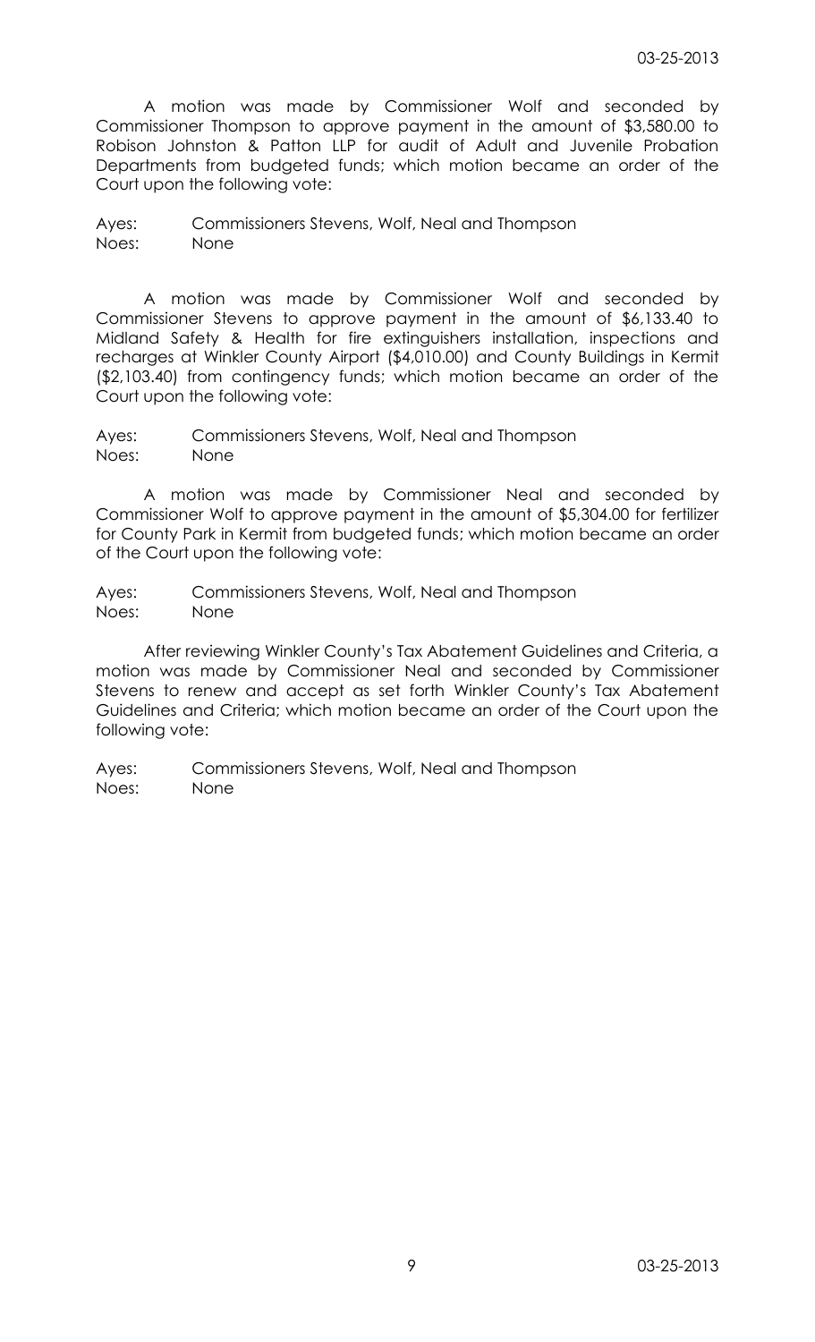A motion was made by Commissioner Wolf and seconded by Commissioner Thompson to approve payment in the amount of $3,580.00 to Robison Johnston & Patton LLP for audit of Adult and Juvenile Probation Departments from budgeted funds; which motion became an order of the Court upon the following vote:

Ayes: Commissioners Stevens, Wolf, Neal and Thompson
Noes: None

A motion was made by Commissioner Wolf and seconded by Commissioner Stevens to approve payment in the amount of $6,133.40 to Midland Safety & Health for fire extinguishers installation, inspections and recharges at Winkler County Airport ($4,010.00) and County Buildings in Kermit ($2,103.40) from contingency funds; which motion became an order of the Court upon the following vote:

Ayes: Commissioners Stevens, Wolf, Neal and Thompson
Noes: None

A motion was made by Commissioner Neal and seconded by Commissioner Wolf to approve payment in the amount of $5,304.00 for fertilizer for County Park in Kermit from budgeted funds; which motion became an order of the Court upon the following vote:

Ayes: Commissioners Stevens, Wolf, Neal and Thompson
Noes: None

After reviewing Winkler County's Tax Abatement Guidelines and Criteria, a motion was made by Commissioner Neal and seconded by Commissioner Stevens to renew and accept as set forth Winkler County's Tax Abatement Guidelines and Criteria; which motion became an order of the Court upon the following vote:

Ayes: Commissioners Stevens, Wolf, Neal and Thompson
Noes: None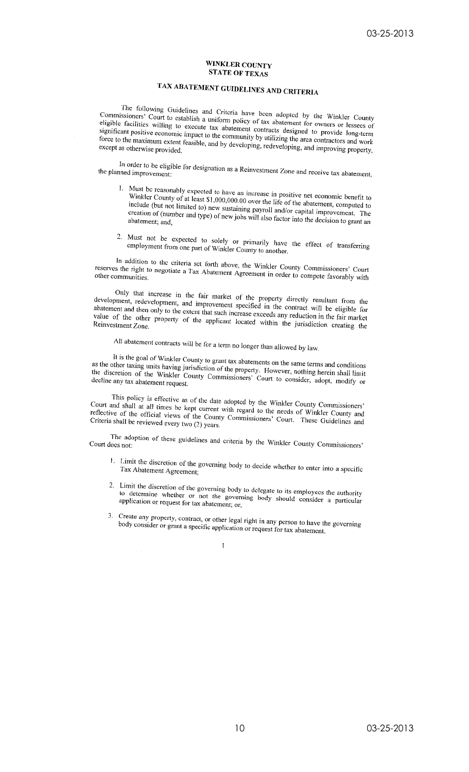# WINKLER COUNTY
# STATE OF TEXAS

## TAX ABATEMENT GUIDELINES AND CRITERIA

The following Guidelines and Criteria have been adopted by the Winkler County Commissioners' Court to establish a uniform policy of tax abatement for owners or lessees of eligible facilities willing to execute tax abatement contracts designed to provide long-term significant positive economic impact to the community by utilizing the area contractors and work force to the maximum extent feasible, and by developing, redeveloping, and improving property, except as otherwise provided.

In order to be eligible for designation as a Reinvestment Zone and receive tax abatement, the planned improvement:

1. Must be reasonably expected to have an increase in positive net economic benefit to Winkler County of at least $1,000,000.00 over the life of the abatement, computed to include (but not limited to) new sustaining payroll and/or capital improvement. The creation of (number and type) of new jobs will also factor into the decision to grant an abatement; and,

2. Must not be expected to solely or primarily have the effect of transferring employment from one part of Winkler County to another.

In addition to the criteria set forth above, the Winkler County Commissioners' Court reserves the right to negotiate a Tax Abatement Agreement in order to compete favorably with other communities.

Only that increase in the fair market of the property directly resultant from the development, redevelopment, and improvement specified in the contract will be eligible for abatement and then only to the extent that such increase exceeds any reduction in the fair market value of the other property of the applicant located within the jurisdiction creating the Reinvestment Zone.

All abatement contracts will be for a term no longer than allowed by law.

It is the goal of Winkler County to grant tax abatements on the same terms and conditions as the other taxing units having jurisdiction of the property. However, nothing herein shall limit the discretion of the Winkler County Commissioners' Court to consider, adopt, modify or decline any tax abatement request.

This policy is effective as of the date adopted by the Winkler County Commissioners' Court and shall at all times be kept current with regard to the needs of Winkler County and reflective of the official views of the County Commissioners' Court. These Guidelines and Criteria shall be reviewed every two (2) years.

The adoption of these guidelines and criteria by the Winkler County Commissioners' Court does not:

1. Limit the discretion of the governing body to decide whether to enter into a specific Tax Abatement Agreement;

2. Limit the discretion of the governing body to delegate to its employees the authority to determine whether or not the governing body should consider a particular application or request for tax abatement; or,

3. Create any property, contract, or other legal right in any person to have the governing body consider or grant a specific application or request for tax abatement.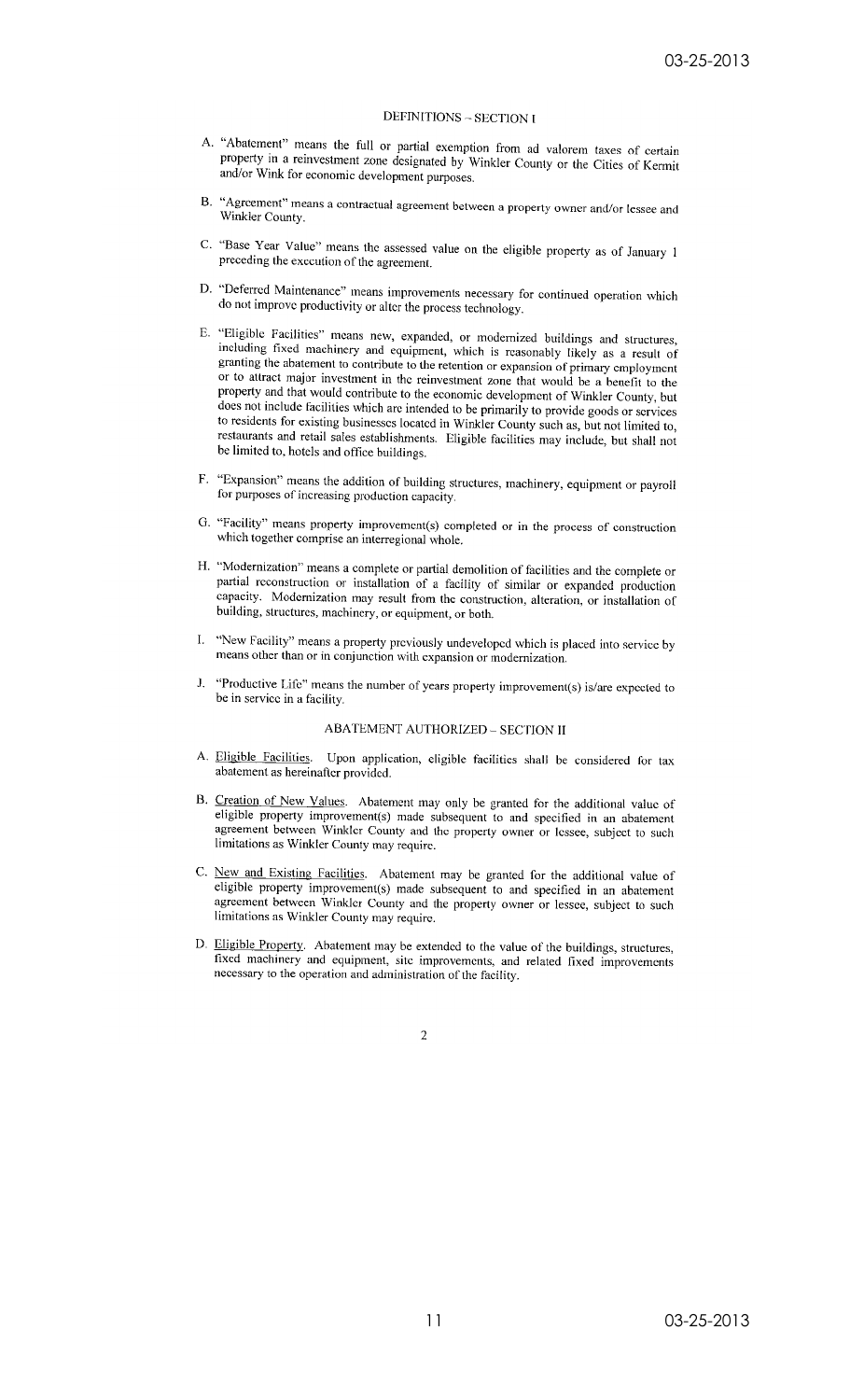## DEFINITIONS – SECTION I

A. "Abatement" means the full or partial exemption from ad valorem taxes of certain property in a reinvestment zone designated by Winkler County or the Cities of Kermit and/or Wink for economic development purposes.

B. "Agreement" means a contractual agreement between a property owner and/or lessee and Winkler County.

C. "Base Year Value" means the assessed value on the eligible property as of January 1 preceding the execution of the agreement.

D. "Deferred Maintenance" means improvements necessary for continued operation which do not improve productivity or alter the process technology.

E. "Eligible Facilities" means new, expanded, or modernized buildings and structures, including fixed machinery and equipment, which is reasonably likely as a result of granting the abatement to contribute to the retention or expansion of primary employment or to attract major investment in the reinvestment zone that would be a benefit to the property and that would contribute to the economic development of Winkler County, but does not include facilities which are intended to be primarily to provide goods or services to residents for existing businesses located in Winkler County such as, but not limited to, restaurants and retail sales establishments. Eligible facilities may include, but shall not be limited to, hotels and office buildings.

F. "Expansion" means the addition of building structures, machinery, equipment or payroll for purposes of increasing production capacity.

G. "Facility" means property improvement(s) completed or in the process of construction which together comprise an interregional whole.

H. "Modernization" means a complete or partial demolition of facilities and the complete or partial reconstruction or installation of a facility of similar or expanded production capacity. Modernization may result from the construction, alteration, or installation of building, structures, machinery, or equipment, or both.

I. "New Facility" means a property previously undeveloped which is placed into service by means other than or in conjunction with expansion or modernization.

J. "Productive Life" means the number of years property improvement(s) is/are expected to be in service in a facility.

## ABATEMENT AUTHORIZED – SECTION II

A. Eligible Facilities. Upon application, eligible facilities shall be considered for tax abatement as hereinafter provided.

B. Creation of New Values. Abatement may only be granted for the additional value of eligible property improvement(s) made subsequent to and specified in an abatement agreement between Winkler County and the property owner or lessee, subject to such limitations as Winkler County may require.

C. New and Existing Facilities. Abatement may be granted for the additional value of eligible property improvement(s) made subsequent to and specified in an abatement agreement between Winkler County and the property owner or lessee, subject to such limitations as Winkler County may require.

D. Eligible Property. Abatement may be extended to the value of the buildings, structures, fixed machinery and equipment, site improvements, and related fixed improvements necessary to the operation and administration of the facility.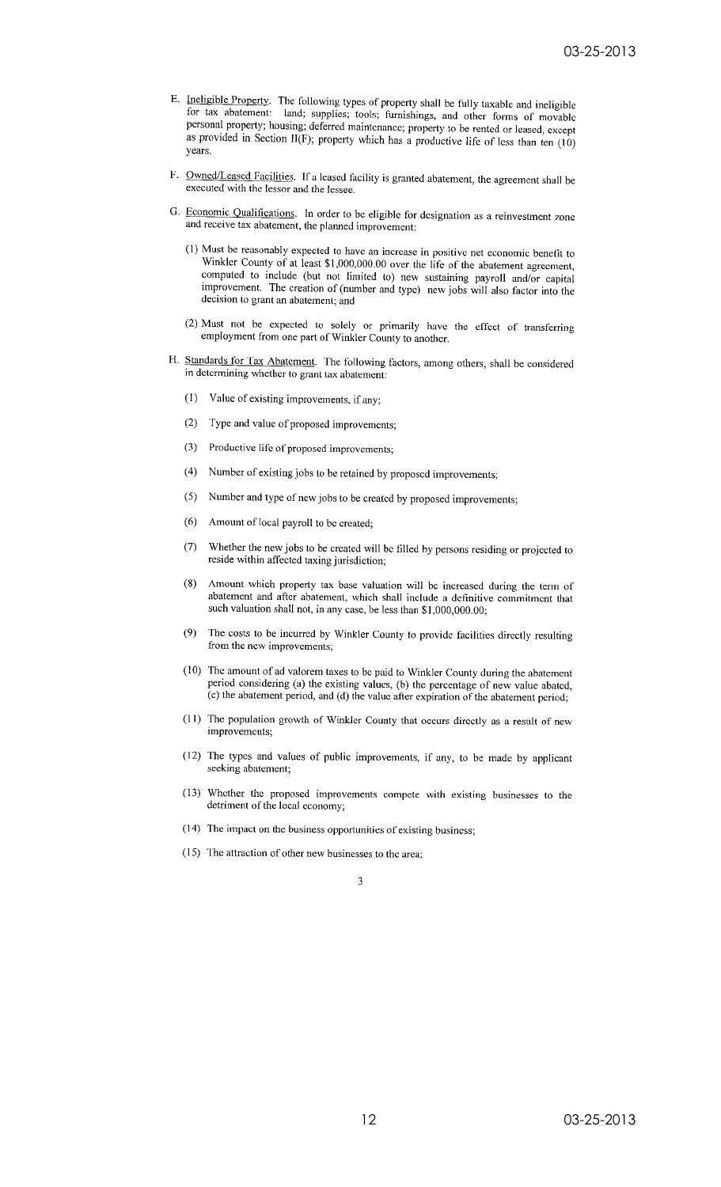E. Ineligible Property. The following types of property shall be fully taxable and ineligible for tax abatement: land; supplies; tools; furnishings, and other forms of movable personal property; housing; deferred maintenance; property to be rented or leased, except as provided in Section II(F); property which has a productive life of less than ten (10) years.

F. Owned/Leased Facilities. If a leased facility is granted abatement, the agreement shall be executed with the lessor and the lessee.

G. Economic Qualifications. In order to be eligible for designation as a reinvestment zone and receive tax abatement, the planned improvement:

(1) Must be reasonably expected to have an increase in positive net economic benefit to Winkler County of at least $1,000,000.00 over the life of the abatement agreement, computed to include (but not limited to) new sustaining payroll and/or capital improvement. The creation of (number and type) new jobs will also factor into the decision to grant an abatement; and

(2) Must not be expected to solely or primarily have the effect of transferring employment from one part of Winkler County to another.

H. Standards for Tax Abatement. The following factors, among others, shall be considered in determining whether to grant tax abatement:

(1) Value of existing improvements, if any;

(2) Type and value of proposed improvements;

(3) Productive life of proposed improvements;

(4) Number of existing jobs to be retained by proposed improvements;

(5) Number and type of new jobs to be created by proposed improvements;

(6) Amount of local payroll to be created;

(7) Whether the new jobs to be created will be filled by persons residing or projected to reside within affected taxing jurisdiction;

(8) Amount which property tax base valuation will be increased during the term of abatement and after abatement, which shall include a definitive commitment that such valuation shall not, in any case, be less than $1,000,000.00;

(9) The costs to be incurred by Winkler County to provide facilities directly resulting from the new improvements;

(10) The amount of ad valorem taxes to be paid to Winkler County during the abatement period considering (a) the existing values, (b) the percentage of new value abated, (c) the abatement period, and (d) the value after expiration of the abatement period;

(11) The population growth of Winkler County that occurs directly as a result of new improvements;

(12) The types and values of public improvements, if any, to be made by applicant seeking abatement;

(13) Whether the proposed improvements compete with existing businesses to the detriment of the local economy;

(14) The impact on the business opportunities of existing business;

(15) The attraction of other new businesses to the area;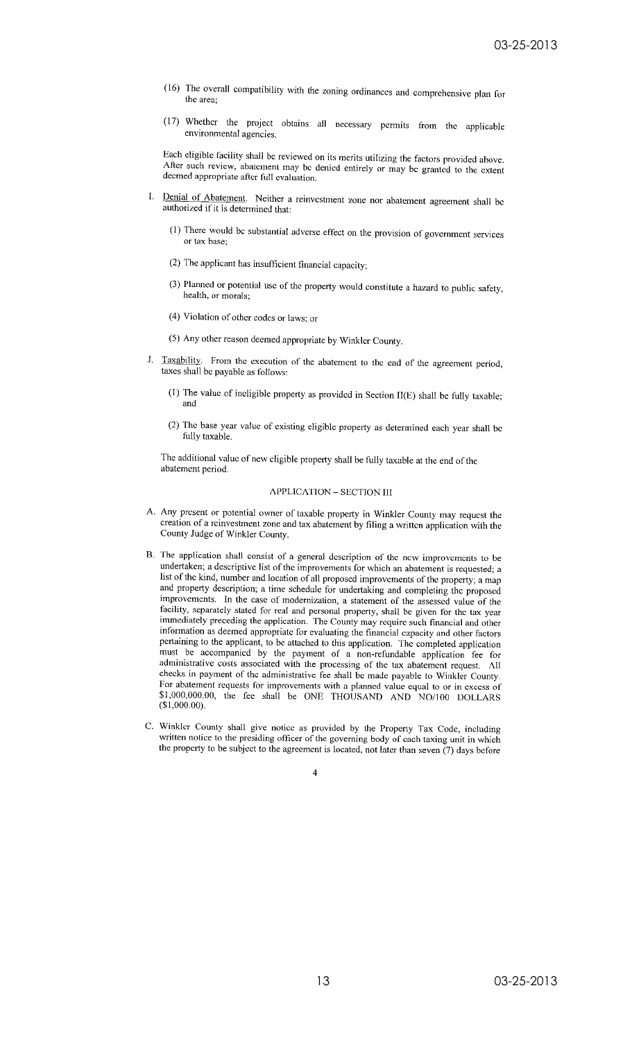(16) The overall compatibility with the zoning ordinances and comprehensive plan for the area;

(17) Whether the project obtains all necessary permits from the applicable environmental agencies.

Each eligible facility shall be reviewed on its merits utilizing the factors provided above. After such review, abatement may be denied entirely or may be granted to the extent deemed appropriate after full evaluation.

I. Denial of Abatement. Neither a reinvestment zone nor abatement agreement shall be authorized if it is determined that:

   (1) There would be substantial adverse effect on the provision of government services or tax base;

   (2) The applicant has insufficient financial capacity;

   (3) Planned or potential use of the property would constitute a hazard to public safety, health, or morals;

   (4) Violation of other codes or laws; or

   (5) Any other reason deemed appropriate by Winkler County.

J. Taxability. From the execution of the abatement to the end of the agreement period, taxes shall be payable as follows:

   (1) The value of ineligible property as provided in Section II(E) shall be fully taxable; and

   (2) The base year value of existing eligible property as determined each year shall be fully taxable.

The additional value of new eligible property shall be fully taxable at the end of the abatement period.

## APPLICATION – SECTION III

A. Any present or potential owner of taxable property in Winkler County may request the creation of a reinvestment zone and tax abatement by filing a written application with the County Judge of Winkler County.

B. The application shall consist of a general description of the new improvements to be undertaken; a descriptive list of the improvements for which an abatement is requested; a list of the kind, number and location of all proposed improvements of the property; a map and property description; a time schedule for undertaking and completing the proposed improvements. In the case of modernization, a statement of the assessed value of the facility, separately stated for real and personal property, shall be given for the tax year immediately preceding the application. The County may require such financial and other information as deemed appropriate for evaluating the financial capacity and other factors pertaining to the applicant, to be attached to this application. The completed application must be accompanied by the payment of a non-refundable application fee for administrative costs associated with the processing of the tax abatement request. All checks in payment of the administrative fee shall be made payable to Winkler County. For abatement requests for improvements with a planned value equal to or in excess of $1,000,000.00, the fee shall be ONE THOUSAND AND NO/100 DOLLARS ($1,000.00).

C. Winkler County shall give notice as provided by the Property Tax Code, including written notice to the presiding officer of the governing body of each taxing unit in which the property to be subject to the agreement is located, not later than seven (7) days before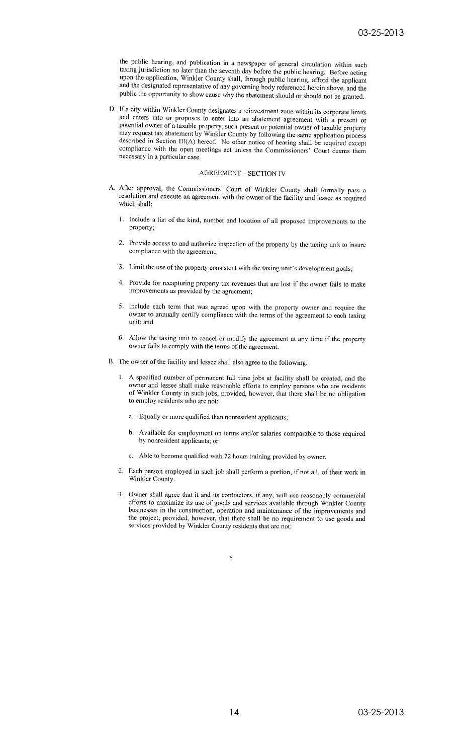the public hearing, and publication in a newspaper of general circulation within such taxing jurisdiction no later than the seventh day before the public hearing. Before acting upon the application, Winkler County shall, through public hearing, afford the applicant and the designated representative of any governing body referenced herein above, and the public the opportunity to show cause why the abatement should or should not be granted.

D. If a city within Winkler County designates a reinvestment zone within its corporate limits and enters into or proposes to enter into an abatement agreement with a present or potential owner of a taxable property, such present or potential owner of taxable property may request tax abatement by Winkler County by following the same application process described in Section III(A) hereof. No other notice of hearing shall be required except compliance with the open meetings act unless the Commissioners' Court deems them necessary in a particular case.

## AGREEMENT – SECTION IV

A. After approval, the Commissioners' Court of Winkler County shall formally pass a resolution and execute an agreement with the owner of the facility and lessee as required which shall:

   1. Include a list of the kind, number and location of all proposed improvements to the property;

   2. Provide access to and authorize inspection of the property by the taxing unit to insure compliance with the agreement;

   3. Limit the use of the property consistent with the taxing unit's development goals;

   4. Provide for recapturing property tax revenues that are lost if the owner fails to make improvements as provided by the agreement;

   5. Include each term that was agreed upon with the property owner and require the owner to annually certify compliance with the terms of the agreement to each taxing unit; and

   6. Allow the taxing unit to cancel or modify the agreement at any time if the property owner fails to comply with the terms of the agreement.

B. The owner of the facility and lessee shall also agree to the following:

   1. A specified number of permanent full time jobs at facility shall be created, and the owner and lessee shall make reasonable efforts to employ persons who are residents of Winkler County in such jobs, provided, however, that there shall be no obligation to employ residents who are not:

      a. Equally or more qualified than nonresident applicants;

      b. Available for employment on terms and/or salaries comparable to those required by nonresident applicants; or

      c. Able to become qualified with 72 hours training provided by owner.

   2. Each person employed in such job shall perform a portion, if not all, of their work in Winkler County.

   3. Owner shall agree that it and its contractors, if any, will use reasonably commercial efforts to maximize its use of goods and services available through Winkler County businesses in the construction, operation and maintenance of the improvements and the project; provided, however, that there shall be no requirement to use goods and services provided by Winkler County residents that are not: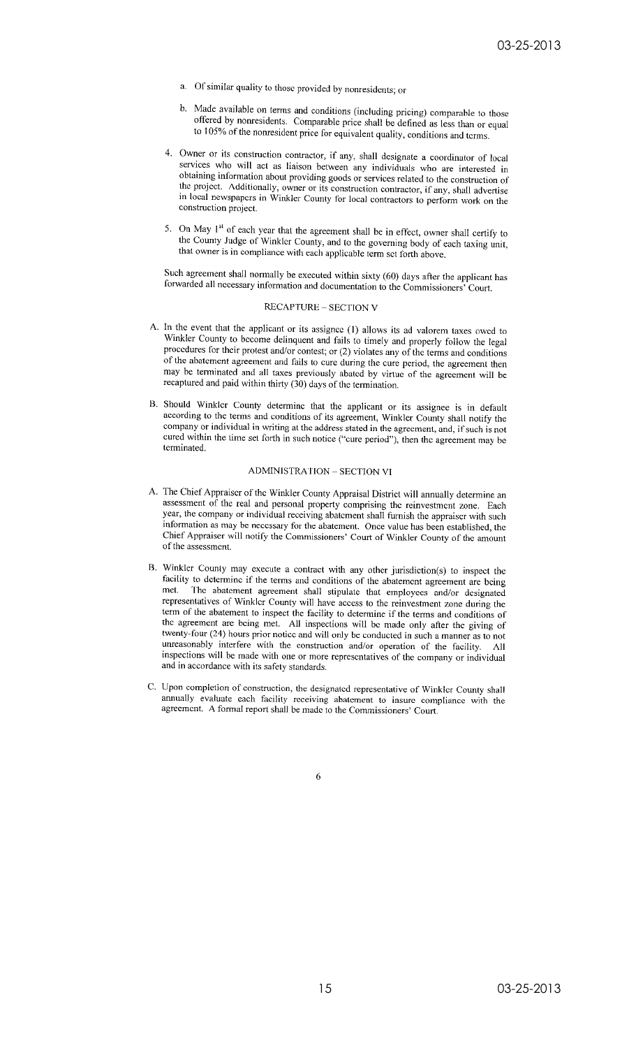a. Of similar quality to those provided by nonresidents; or

b. Made available on terms and conditions (including pricing) comparable to those offered by nonresidents. Comparable price shall be defined as less than or equal to 105% of the nonresident price for equivalent quality, conditions and terms.

4. Owner or its construction contractor, if any, shall designate a coordinator of local services who will act as liaison between any individuals who are interested in obtaining information about providing goods or services related to the construction of the project. Additionally, owner or its construction contractor, if any, shall advertise in local newspapers in Winkler County for local contractors to perform work on the construction project.

5. On May 1st of each year that the agreement shall be in effect, owner shall certify to the County Judge of Winkler County, and to the governing body of each taxing unit, that owner is in compliance with each applicable term set forth above.

Such agreement shall normally be executed within sixty (60) days after the applicant has forwarded all necessary information and documentation to the Commissioners' Court.

## RECAPTURE – SECTION V

A. In the event that the applicant or its assignee (1) allows its ad valorem taxes owed to Winkler County to become delinquent and fails to timely and properly follow the legal procedures for their protest and/or contest; or (2) violates any of the terms and conditions of the abatement agreement and fails to cure during the cure period, the agreement then may be terminated and all taxes previously abated by virtue of the agreement will be recaptured and paid within thirty (30) days of the termination.

B. Should Winkler County determine that the applicant or its assignee is in default according to the terms and conditions of its agreement, Winkler County shall notify the company or individual in writing at the address stated in the agreement, and, if such is not cured within the time set forth in such notice ("cure period"), then the agreement may be terminated.

## ADMINISTRATION – SECTION VI

A. The Chief Appraiser of the Winkler County Appraisal District will annually determine an assessment of the real and personal property comprising the reinvestment zone. Each year, the company or individual receiving abatement shall furnish the appraiser with such information as may be necessary for the abatement. Once value has been established, the Chief Appraiser will notify the Commissioners' Court of Winkler County of the amount of the assessment.

B. Winkler County may execute a contract with any other jurisdiction(s) to inspect the facility to determine if the terms and conditions of the abatement agreement are being met. The abatement agreement shall stipulate that employees and/or designated representatives of Winkler County will have access to the reinvestment zone during the term of the abatement to inspect the facility to determine if the terms and conditions of the agreement are being met. All inspections will be made only after the giving of twenty-four (24) hours prior notice and will only be conducted in such a manner as to not unreasonably interfere with the construction and/or operation of the facility. All inspections will be made with one or more representatives of the company or individual and in accordance with its safety standards.

C. Upon completion of construction, the designated representative of Winkler County shall annually evaluate each facility receiving abatement to insure compliance with the agreement. A formal report shall be made to the Commissioners' Court.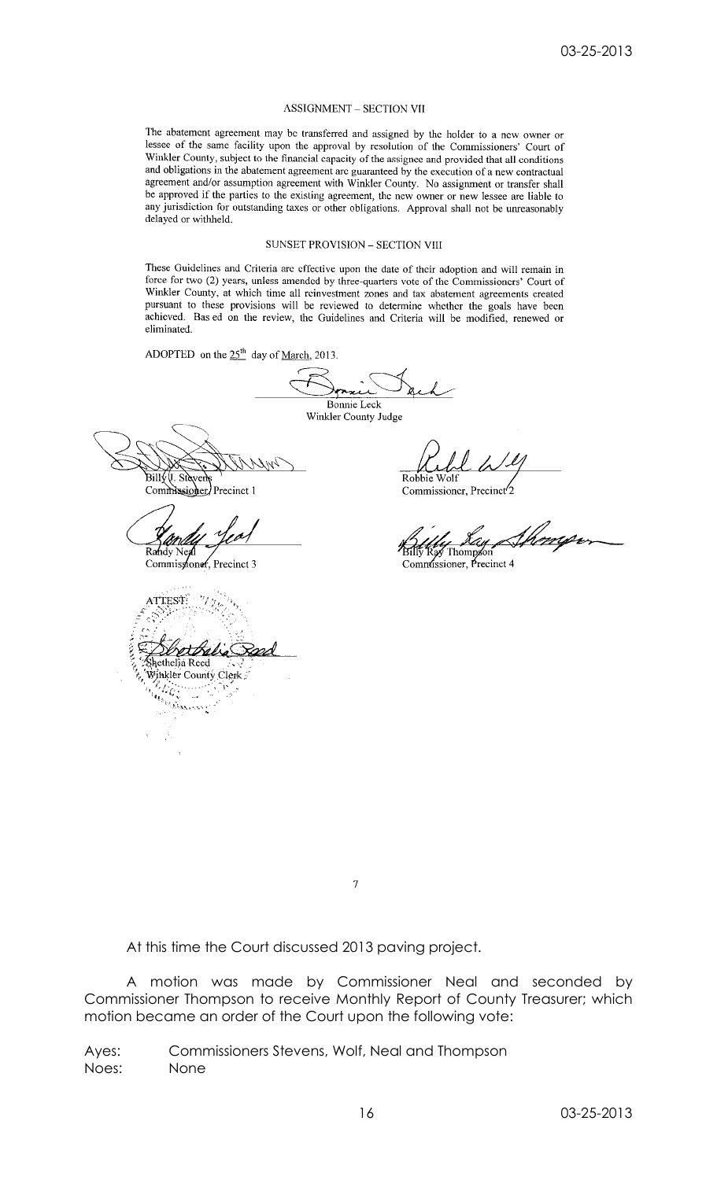## ASSIGNMENT – SECTION VII

The abatement agreement may be transferred and assigned by the holder to a new owner or lessee of the same facility upon the approval by resolution of the Commissioners' Court of Winkler County, subject to the financial capacity of the assignee and provided that all conditions and obligations in the abatement agreement are guaranteed by the execution of a new contractual agreement and/or assumption agreement with Winkler County. No assignment or transfer shall be approved if the parties to the existing agreement, the new owner or new lessee are liable to any jurisdiction for outstanding taxes or other obligations. Approval shall not be unreasonably delayed or withheld.

## SUNSET PROVISION – SECTION VIII

These Guidelines and Criteria are effective upon the date of their adoption and will remain in force for two (2) years, unless amended by three-quarters vote of the Commissioners' Court of Winkler County, at which time all reinvestment zones and tax abatement agreements created pursuant to these provisions will be reviewed to determine whether the goals have been achieved. Bas ed on the review, the Guidelines and Criteria will be modified, renewed or eliminated.

ADOPTED on the 25th day of March, 2013.

Bonnie Leck
Winkler County Judge

Billy J. Stevens
Commissioner, Precinct 1

Robbie Wolf
Commissioner, Precinct 2

Randy Neal
Commissioner, Precinct 3

Billy Ray Thompson
Commissioner, Precinct 4

ATTEST:

Shethelia Reed
Winkler County Clerk

7

At this time the Court discussed 2013 paving project.

A motion was made by Commissioner Neal and seconded by Commissioner Thompson to receive Monthly Report of County Treasurer; which motion became an order of the Court upon the following vote:

Ayes: Commissioners Stevens, Wolf, Neal and Thompson
Noes: None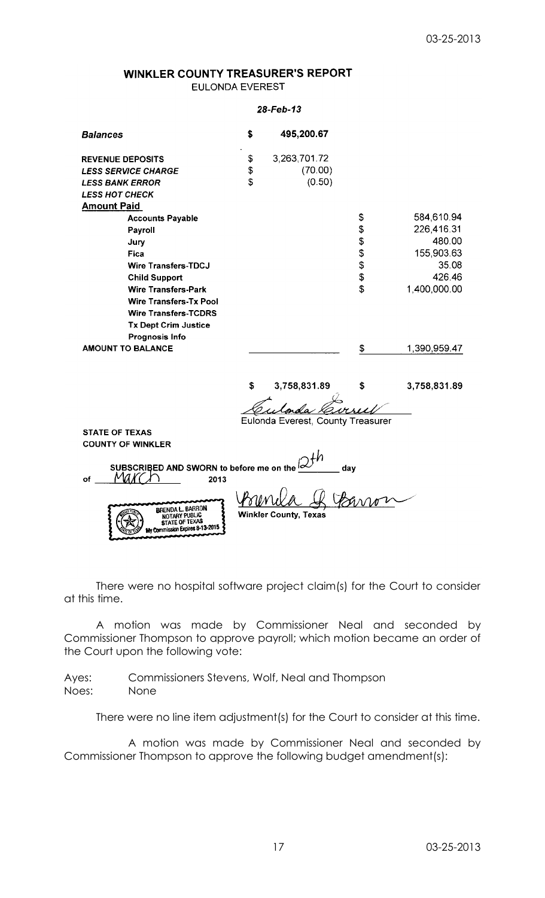## WINKLER COUNTY TREASURER'S REPORT

EULONDA EVEREST

*28-Feb-13*

| | | | | |
|---|---|---|---|---|
| ***Balances*** | $ | 495,200.67 | | |
| **REVENUE DEPOSITS** | $ | 3,263,701.72 | | |
| ***LESS SERVICE CHARGE*** | $ | (70.00) | | |
| ***LESS BANK ERROR*** | $ | (0.50) | | |
| ***LESS HOT CHECK*** | | | | |
| **Amount Paid** | | | | |
| **Accounts Payable** | | | $ | 584,610.94 |
| **Payroll** | | | $ | 226,416.31 |
| **Jury** | | | $ | 480.00 |
| **Fica** | | | $ | 155,903.63 |
| **Wire Transfers-TDCJ** | | | $ | 35.08 |
| **Child Support** | | | $ | 426.46 |
| **Wire Transfers-Park** | | | $ | 1,400,000.00 |
| **Wire Transfers-Tx Pool** | | | | |
| **Wire Transfers-TCDRS** | | | | |
| **Tx Dept Crim Justice** | | | | |
| **Prognosis Info** | | | | |
| **AMOUNT TO BALANCE** | | | $ | 1,390,959.47 |
| | **$** | **3,758,831.89** | **$** | **3,758,831.89** |

Eulonda Everest, County Treasurer

**STATE OF TEXAS**
**COUNTY OF WINKLER**

**SUBSCRIBED AND SWORN to before me on the** 12th **day of** March **2013**

Brenda L. Barron
**Winkler County, Texas**

BRENDA L. BARRON
NOTARY PUBLIC
STATE OF TEXAS
My Commission Expires 8-13-2015

There were no hospital software project claim(s) for the Court to consider at this time.

A motion was made by Commissioner Neal and seconded by Commissioner Thompson to approve payroll; which motion became an order of the Court upon the following vote:

Ayes: Commissioners Stevens, Wolf, Neal and Thompson
Noes: None

There were no line item adjustment(s) for the Court to consider at this time.

A motion was made by Commissioner Neal and seconded by Commissioner Thompson to approve the following budget amendment(s):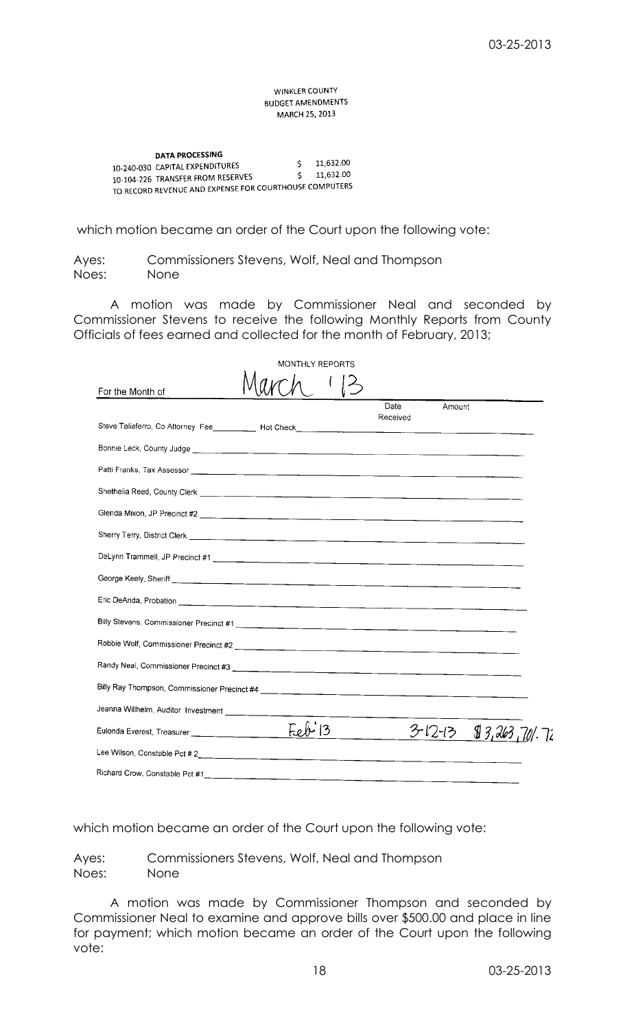WINKLER COUNTY
BUDGET AMENDMENTS
MARCH 25, 2013

**DATA PROCESSING**

| | | |
|---|---|---|
| 10-240-030 | CAPITAL EXPENDITURES | $ 11,632.00 |
| 10-104-226 | TRANSFER FROM RESERVES | $ 11,632.00 |

TO RECORD REVENUE AND EXPENSE FOR COURTHOUSE COMPUTERS

which motion became an order of the Court upon the following vote:

Ayes: Commissioners Stevens, Wolf, Neal and Thompson
Noes: None

A motion was made by Commissioner Neal and seconded by Commissioner Stevens to receive the following Monthly Reports from County Officials of fees earned and collected for the month of February, 2013;

MONTHLY REPORTS

For the Month of March '13

| | | Date Received | Amount |
|---|---|---|---|
| Steve Taliaferro, Co Attorney Fee ______ Hot Check | | | |
| Bonnie Leck, County Judge | | | |
| Patti Franks, Tax Assessor | | | |
| Shethelia Reed, County Clerk | | | |
| Glenda Mixon, JP Precinct #2 | | | |
| Sherry Terry, District Clerk | | | |
| DeLynn Trammell, JP Precinct #1 | | | |
| George Keely, Sheriff | | | |
| Eric DeAnda, Probation | | | |
| Billy Stevens, Commissioner Precinct #1 | | | |
| Robbie Wolf, Commissioner Precinct #2 | | | |
| Randy Neal, Commissioner Precinct #3 | | | |
| Billy Ray Thompson, Commissioner Precinct #4 | | | |
| Jeanna Willhelm, Auditor Investment | | | |
| Eulonda Everest, Treasurer | Feb '13 | 3-12-13 | $3,263,701.72 |
| Lee Wilson, Constable Pct # 2 | | | |
| Richard Crow, Constable Pct #1 | | | |

which motion became an order of the Court upon the following vote:

Ayes: Commissioners Stevens, Wolf, Neal and Thompson
Noes: None

A motion was made by Commissioner Thompson and seconded by Commissioner Neal to examine and approve bills over $500.00 and place in line for payment; which motion became an order of the Court upon the following vote: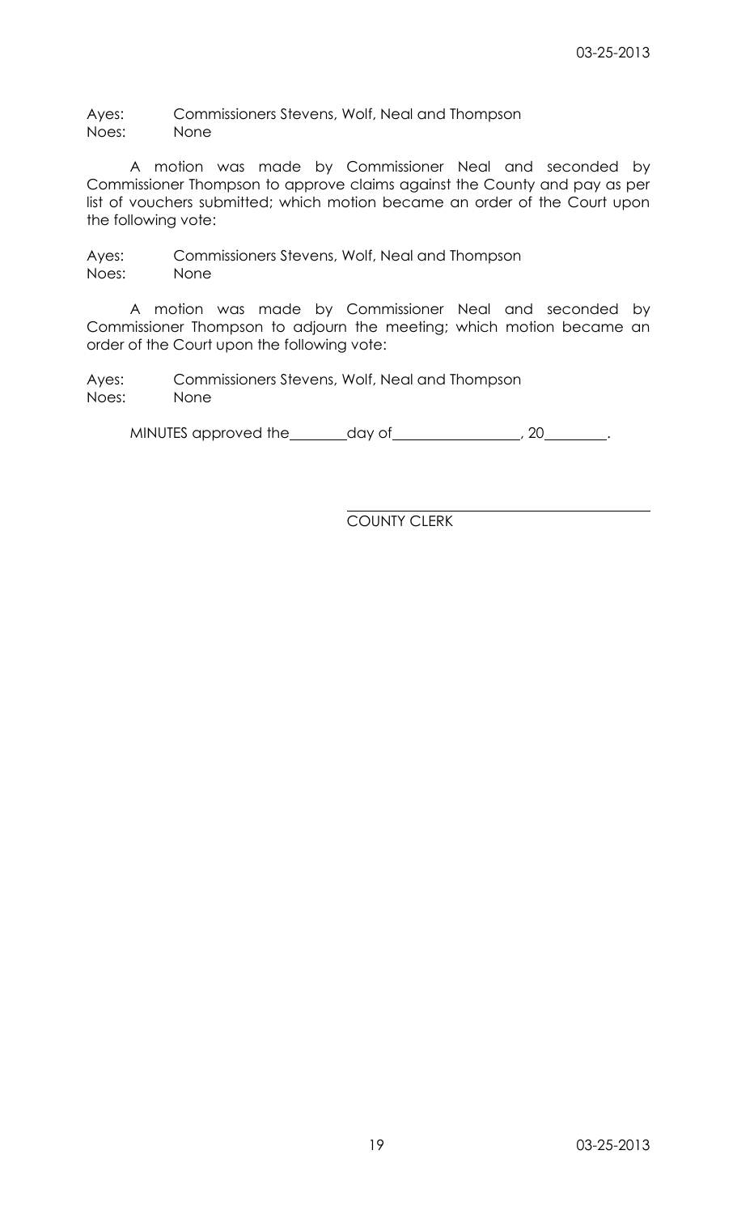Ayes: Commissioners Stevens, Wolf, Neal and Thompson
Noes: None

A motion was made by Commissioner Neal and seconded by Commissioner Thompson to approve claims against the County and pay as per list of vouchers submitted; which motion became an order of the Court upon the following vote:

Ayes: Commissioners Stevens, Wolf, Neal and Thompson
Noes: None

A motion was made by Commissioner Neal and seconded by Commissioner Thompson to adjourn the meeting; which motion became an order of the Court upon the following vote:

Ayes: Commissioners Stevens, Wolf, Neal and Thompson
Noes: None

MINUTES approved the________day of_________________, 20________.

_________________________________________
COUNTY CLERK